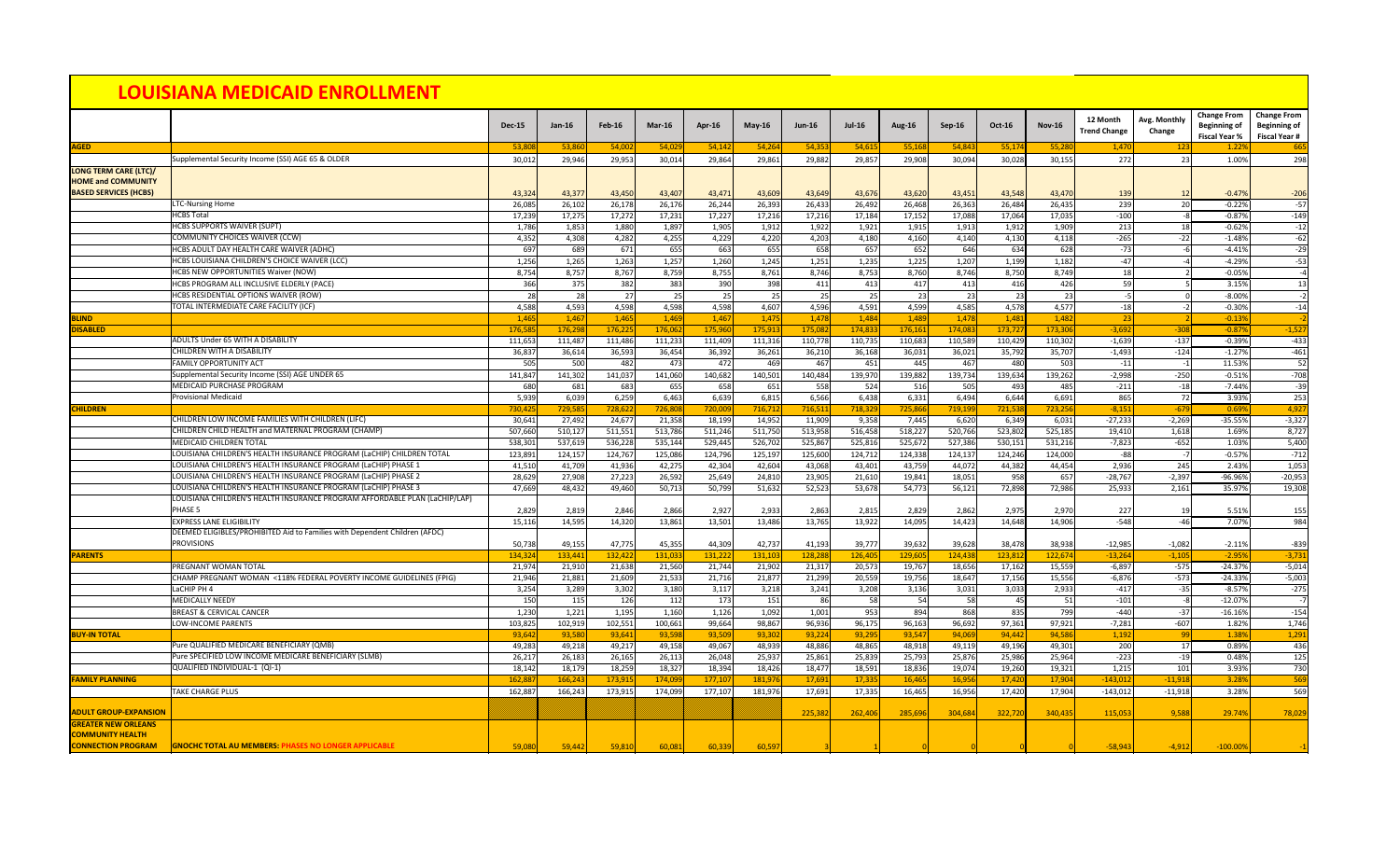# LOUISIANA MEDICAID ENROLLMENT

| | | Dec-15 | Jan-16 | Feb-16 | Mar-16 | Apr-16 | May-16 | Jun-16 | Jul-16 | Aug-16 | Sep-16 | Oct-16 | Nov-16 | 12 Month Trend Change | Avg. Monthly Change | Change From Beginning of Fiscal Year % | Change From Beginning of Fiscal Year # |
|---|---|---|---|---|---|---|---|---|---|---|---|---|---|---|---|---|---|
| AGED | | 53,808 | 53,860 | 54,002 | 54,029 | 54,142 | 54,264 | 54,353 | 54,615 | 55,168 | 54,843 | 55,174 | 55,280 | 1,470 | 123 | 1.22% | 665 |
| | Supplemental Security Income (SSI) AGE 65 & OLDER | 30,012 | 29,946 | 29,953 | 30,014 | 29,864 | 29,861 | 29,882 | 29,857 | 29,908 | 30,094 | 30,028 | 30,155 | 272 | 23 | 1.00% | 298 |
| LONG TERM CARE (LTC)/ HOME and COMMUNITY BASED SERVICES (HCBS) | | 43,324 | 43,377 | 43,450 | 43,407 | 43,471 | 43,609 | 43,649 | 43,676 | 43,620 | 43,451 | 43,548 | 43,470 | 139 | 12 | -0.47% | -206 |
| | LTC-Nursing Home | 26,085 | 26,102 | 26,178 | 26,176 | 26,244 | 26,393 | 26,433 | 26,492 | 26,468 | 26,363 | 26,484 | 26,435 | 239 | 20 | -0.22% | -57 |
| | HCBS Total | 17,239 | 17,275 | 17,272 | 17,231 | 17,227 | 17,216 | 17,216 | 17,184 | 17,152 | 17,088 | 17,064 | 17,035 | -100 | -8 | -0.87% | -149 |
| | HCBS SUPPORTS WAIVER (SUPT) | 1,786 | 1,853 | 1,880 | 1,897 | 1,905 | 1,912 | 1,922 | 1,921 | 1,915 | 1,913 | 1,912 | 1,909 | 213 | 18 | -0.62% | -12 |
| | COMMUNITY CHOICES WAIVER (CCW) | 4,352 | 4,308 | 4,282 | 4,255 | 4,229 | 4,220 | 4,203 | 4,180 | 4,160 | 4,140 | 4,130 | 4,118 | -265 | -22 | -1.48% | -62 |
| | HCBS ADULT DAY HEALTH CARE WAIVER (ADHC) | 697 | 689 | 671 | 655 | 663 | 655 | 658 | 657 | 652 | 646 | 634 | 628 | -73 | -6 | -4.41% | -29 |
| | HCBS LOUISIANA CHILDREN'S CHOICE WAIVER (LCC) | 1,256 | 1,265 | 1,263 | 1,257 | 1,260 | 1,245 | 1,251 | 1,235 | 1,225 | 1,207 | 1,199 | 1,182 | -47 | -4 | -4.29% | -53 |
| | HCBS NEW OPPORTUNITIES Waiver (NOW) | 8,754 | 8,757 | 8,767 | 8,759 | 8,755 | 8,761 | 8,746 | 8,753 | 8,760 | 8,746 | 8,750 | 8,749 | 18 | 2 | -0.05% | -4 |
| | HCBS PROGRAM ALL INCLUSIVE ELDERLY (PACE) | 366 | 375 | 382 | 383 | 390 | 398 | 411 | 413 | 417 | 413 | 416 | 426 | 59 | 5 | 3.15% | 13 |
| | HCBS RESIDENTIAL OPTIONS WAIVER (ROW) | 28 | 28 | 27 | 25 | 25 | 25 | 25 | 25 | 23 | 23 | 23 | 23 | -5 | 0 | -8.00% | -2 |
| | TOTAL INTERMEDIATE CARE FACILITY (ICF) | 4,588 | 4,593 | 4,598 | 4,598 | 4,598 | 4,607 | 4,596 | 4,591 | 4,599 | 4,585 | 4,578 | 4,577 | -18 | -2 | -0.30% | -14 |
| BLIND | | 1,465 | 1,467 | 1,465 | 1,469 | 1,467 | 1,475 | 1,478 | 1,484 | 1,489 | 1,478 | 1,481 | 1,482 | 23 | 2 | -0.13% | -2 |
| DISABLED | | 176,585 | 176,298 | 176,225 | 176,062 | 175,960 | 175,913 | 175,082 | 174,833 | 176,161 | 174,083 | 173,727 | 173,306 | -3,692 | -308 | -0.87% | -1,527 |
| | ADULTS Under 65 WITH A DISABILITY | 111,653 | 111,487 | 111,486 | 111,233 | 111,409 | 111,316 | 110,778 | 110,735 | 110,683 | 110,589 | 110,429 | 110,302 | -1,639 | -137 | -0.39% | -433 |
| | CHILDREN WITH A DISABILITY | 36,837 | 36,614 | 36,593 | 36,454 | 36,392 | 36,261 | 36,210 | 36,168 | 36,031 | 36,021 | 35,792 | 35,707 | -1,493 | -124 | -1.27% | -461 |
| | FAMILY OPPORTUNITY ACT | 505 | 500 | 482 | 473 | 472 | 469 | 467 | 451 | 445 | 467 | 480 | 503 | -11 | -1 | 11.53% | 52 |
| | Supplemental Security Income (SSI) AGE UNDER 65 | 141,847 | 141,302 | 141,037 | 141,060 | 140,682 | 140,501 | 140,484 | 139,970 | 139,882 | 139,734 | 139,634 | 139,262 | -2,998 | -250 | -0.51% | -708 |
| | MEDICAID PURCHASE PROGRAM | 680 | 681 | 683 | 655 | 658 | 651 | 558 | 524 | 516 | 505 | 493 | 485 | -211 | -18 | -7.44% | -39 |
| | Provisional Medicaid | 5,939 | 6,039 | 6,259 | 6,463 | 6,639 | 6,815 | 6,566 | 6,438 | 6,331 | 6,494 | 6,644 | 6,691 | 865 | 72 | 3.93% | 253 |
| CHILDREN | | 730,425 | 729,585 | 728,622 | 726,808 | 720,009 | 716,712 | 716,511 | 718,329 | 725,866 | 719,199 | 721,538 | 723,256 | -8,151 | -679 | 0.69% | 4,927 |
| | CHILDREN LOW INCOME FAMILIES WITH CHILDREN (LIFC) | 30,641 | 27,492 | 24,677 | 21,358 | 18,199 | 14,952 | 11,909 | 9,358 | 7,445 | 6,620 | 6,349 | 6,031 | -27,233 | -2,269 | -35.55% | -3,327 |
| | CHILDREN CHILD HEALTH and MATERNAL PROGRAM (CHAMP) | 507,660 | 510,127 | 511,551 | 513,786 | 511,246 | 511,750 | 513,958 | 516,458 | 518,227 | 520,766 | 523,802 | 525,185 | 19,410 | 1,618 | 1.69% | 8,727 |
| | MEDICAID CHILDREN TOTAL | 538,301 | 537,619 | 536,228 | 535,144 | 529,445 | 526,702 | 525,867 | 525,816 | 525,672 | 527,386 | 530,151 | 531,216 | -7,823 | -652 | 1.03% | 5,400 |
| | LOUISIANA CHILDREN'S HEALTH INSURANCE PROGRAM (LaCHIP) CHILDREN TOTAL | 123,891 | 124,157 | 124,767 | 125,086 | 124,796 | 125,197 | 125,600 | 124,712 | 124,338 | 124,137 | 124,246 | 124,000 | -88 | -7 | -0.57% | -712 |
| | LOUISIANA CHILDREN'S HEALTH INSURANCE PROGRAM (LaCHIP) PHASE 1 | 41,510 | 41,709 | 41,936 | 42,275 | 42,304 | 42,604 | 43,068 | 43,401 | 43,759 | 44,072 | 44,382 | 44,454 | 2,936 | 245 | 2.43% | 1,053 |
| | LOUISIANA CHILDREN'S HEALTH INSURANCE PROGRAM (LaCHIP) PHASE 2 | 28,629 | 27,908 | 27,223 | 26,592 | 25,649 | 24,810 | 23,905 | 21,610 | 19,841 | 18,051 | 958 | 657 | -28,767 | -2,397 | -96.96% | -20,953 |
| | LOUISIANA CHILDREN'S HEALTH INSURANCE PROGRAM (LaCHIP) PHASE 3 | 47,669 | 48,432 | 49,460 | 50,713 | 50,799 | 51,632 | 52,523 | 53,678 | 54,773 | 56,121 | 72,898 | 72,986 | 25,933 | 2,161 | 35.97% | 19,308 |
| | LOUISIANA CHILDREN'S HEALTH INSURANCE PROGRAM AFFORDABLE PLAN (LaCHIP/LAP) PHASE 5 | 2,829 | 2,819 | 2,846 | 2,866 | 2,927 | 2,933 | 2,863 | 2,815 | 2,829 | 2,862 | 2,975 | 2,970 | 227 | 19 | 5.51% | 155 |
| | EXPRESS LANE ELIGIBILITY | 15,116 | 14,595 | 14,320 | 13,861 | 13,501 | 13,486 | 13,765 | 13,922 | 14,095 | 14,423 | 14,648 | 14,906 | -548 | -46 | 7.07% | 984 |
| | DEEMED ELIGIBLES/PROHIBITED Aid to Families with Dependent Children (AFDC) PROVISIONS | 50,738 | 49,155 | 47,775 | 45,355 | 44,309 | 42,737 | 41,193 | 39,777 | 39,632 | 39,628 | 38,478 | 38,938 | -12,985 | -1,082 | -2.11% | -839 |
| PARENTS | | 134,324 | 133,441 | 132,422 | 131,033 | 131,222 | 131,103 | 128,288 | 126,405 | 129,605 | 124,438 | 123,812 | 122,674 | -13,264 | -1,105 | -2.95% | -3,731 |
| | PREGNANT WOMAN TOTAL | 21,974 | 21,910 | 21,638 | 21,560 | 21,744 | 21,902 | 21,317 | 20,573 | 19,767 | 18,656 | 17,162 | 15,559 | -6,897 | -575 | -24.37% | -5,014 |
| | CHAMP PREGNANT WOMAN <118% FEDERAL POVERTY INCOME GUIDELINES (FPIG) | 21,946 | 21,881 | 21,609 | 21,533 | 21,716 | 21,877 | 21,299 | 20,559 | 19,756 | 18,647 | 17,156 | 15,556 | -6,876 | -573 | -24.33% | -5,003 |
| | LaCHIP PH 4 | 3,254 | 3,289 | 3,302 | 3,180 | 3,117 | 3,218 | 3,241 | 3,208 | 3,136 | 3,031 | 3,033 | 2,933 | -417 | -35 | -8.57% | -275 |
| | MEDICALLY NEEDY | 150 | 115 | 126 | 112 | 173 | 151 | 86 | 58 | 54 | 58 | 45 | 51 | -101 | -8 | -12.07% | -7 |
| | BREAST & CERVICAL CANCER | 1,230 | 1,221 | 1,195 | 1,160 | 1,126 | 1,092 | 1,001 | 953 | 894 | 868 | 835 | 799 | -440 | -37 | -16.16% | -154 |
| | LOW-INCOME PARENTS | 103,825 | 102,919 | 102,551 | 100,661 | 99,664 | 98,867 | 96,936 | 96,175 | 96,163 | 96,692 | 97,361 | 97,921 | -7,281 | -607 | 1.82% | 1,746 |
| BUY-IN TOTAL | | 93,642 | 93,580 | 93,641 | 93,598 | 93,509 | 93,302 | 93,224 | 93,295 | 93,547 | 94,069 | 94,442 | 94,586 | 1,192 | 99 | 1.38% | 1,291 |
| | Pure QUALIFIED MEDICARE BENEFICIARY (QMB) | 49,283 | 49,218 | 49,217 | 49,158 | 49,067 | 48,939 | 48,886 | 48,865 | 48,918 | 49,119 | 49,196 | 49,301 | 200 | 17 | 0.89% | 436 |
| | Pure SPECIFIED LOW INCOME MEDICARE BENEFICIARY (SLMB) | 26,217 | 26,183 | 26,165 | 26,113 | 26,048 | 25,937 | 25,861 | 25,839 | 25,793 | 25,876 | 25,986 | 25,964 | -223 | -19 | 0.48% | 125 |
| | QUALIFIED INDIVIDUAL-1 (QI-1) | 18,142 | 18,179 | 18,259 | 18,327 | 18,394 | 18,426 | 18,477 | 18,591 | 18,836 | 19,074 | 19,260 | 19,321 | 1,215 | 101 | 3.93% | 730 |
| FAMILY PLANNING | | 162,887 | 166,243 | 173,915 | 174,099 | 177,107 | 181,976 | 17,691 | 17,335 | 16,465 | 16,956 | 17,420 | 17,904 | -143,012 | -11,918 | 3.28% | 569 |
| | TAKE CHARGE PLUS | 162,887 | 166,243 | 173,915 | 174,099 | 177,107 | 181,976 | 17,691 | 17,335 | 16,465 | 16,956 | 17,420 | 17,904 | -143,012 | -11,918 | 3.28% | 569 |
| ADULT GROUP-EXPANSION | | | | | | | | 225,382 | 262,406 | 285,696 | 304,684 | 322,720 | 340,435 | 115,053 | 9,588 | 29.74% | 78,029 |
| GREATER NEW ORLEANS COMMUNITY HEALTH CONNECTION PROGRAM | GNOCHC TOTAL AU MEMBERS: PHASES NO LONGER APPLICABLE | 59,080 | 59,442 | 59,810 | 60,081 | 60,339 | 60,597 | 3 | 1 | 0 | 0 | 0 | 0 | -58,943 | -4,912 | -100.00% | -1 |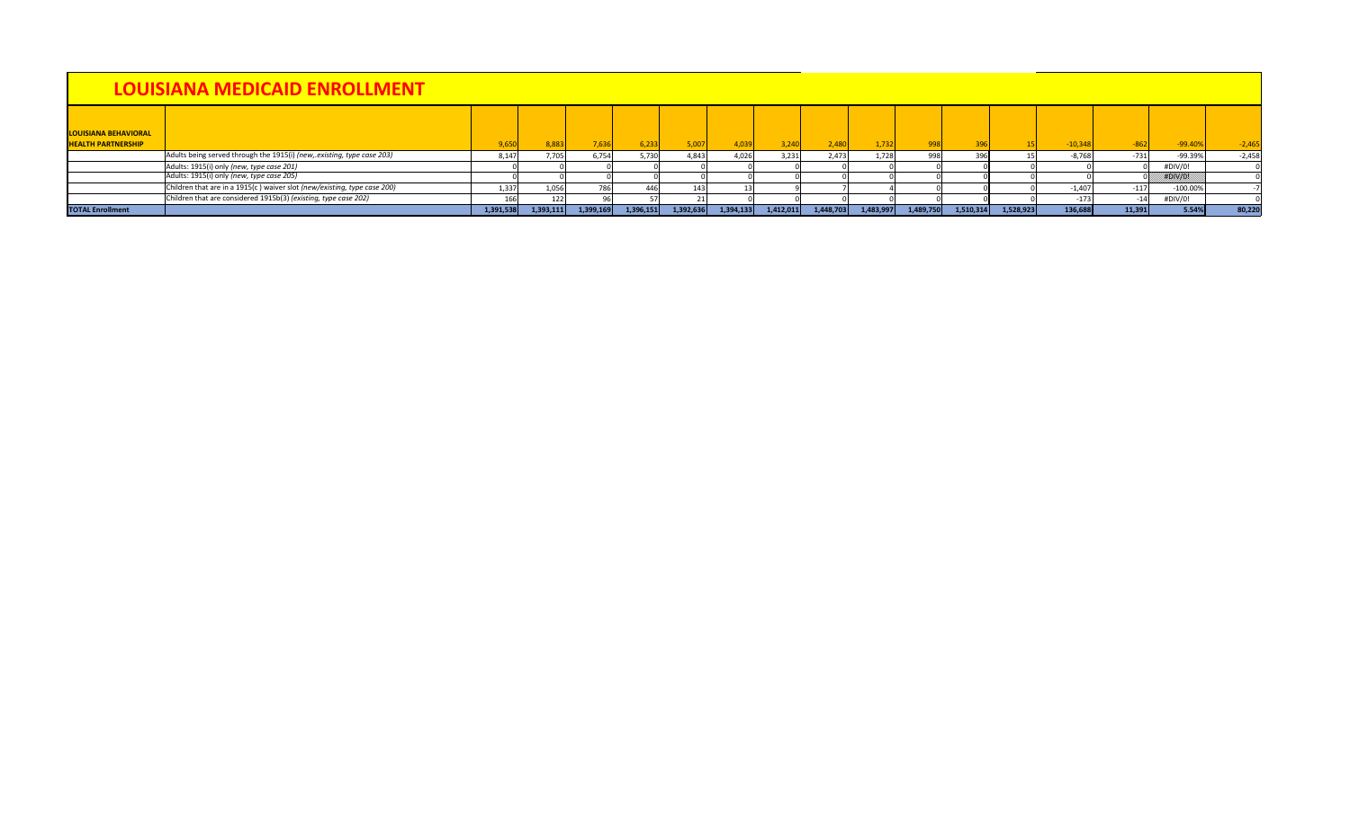# LOUISIANA MEDICAID ENROLLMENT

| | | | | | | | | | | | | | | | | | |
|---|---|---|---|---|---|---|---|---|---|---|---|---|---|---|---|---|---|
| **LOUISIANA BEHAVIORAL HEALTH PARTNERSHIP** | | 9,650 | 8,883 | 7,636 | 6,233 | 5,007 | 4,039 | 3,240 | 2,480 | 1,732 | 998 | 396 | 15 | -10,348 | -862 | -99.40% | -2,465 |
| | Adults being served through the 1915(i) *(new,.existing, type case 203)* | 8,147 | 7,705 | 6,754 | 5,730 | 4,843 | 4,026 | 3,231 | 2,473 | 1,728 | 998 | 396 | 15 | -8,768 | -731 | -99.39% | -2,458 |
| | Adults: 1915(i) only *(new, type case 201)* | 0 | 0 | 0 | 0 | 0 | 0 | 0 | 0 | 0 | 0 | 0 | 0 | 0 | 0 | #DIV/0! | 0 |
| | Adults: 1915(i) only *(new, type case 205)* | 0 | 0 | 0 | 0 | 0 | 0 | 0 | 0 | 0 | 0 | 0 | 0 | 0 | 0 | #DIV/0! | 0 |
| | Children that are in a 1915(c ) waiver slot *(new/existing, type case 200)* | 1,337 | 1,056 | 786 | 446 | 143 | 13 | 9 | 7 | 4 | 0 | 0 | 0 | -1,407 | -117 | -100.00% | -7 |
| | Children that are considered 1915b(3) *(existing, type case 202)* | 166 | 122 | 96 | 57 | 21 | 0 | 0 | 0 | 0 | 0 | 0 | 0 | -173 | -14 | #DIV/0! | 0 |
| **TOTAL Enrollment** | | **1,391,538** | **1,393,111** | **1,399,169** | **1,396,151** | **1,392,636** | **1,394,133** | **1,412,011** | **1,448,703** | **1,483,997** | **1,489,750** | **1,510,314** | **1,528,923** | **136,688** | **11,391** | **5.54%** | **80,220** |